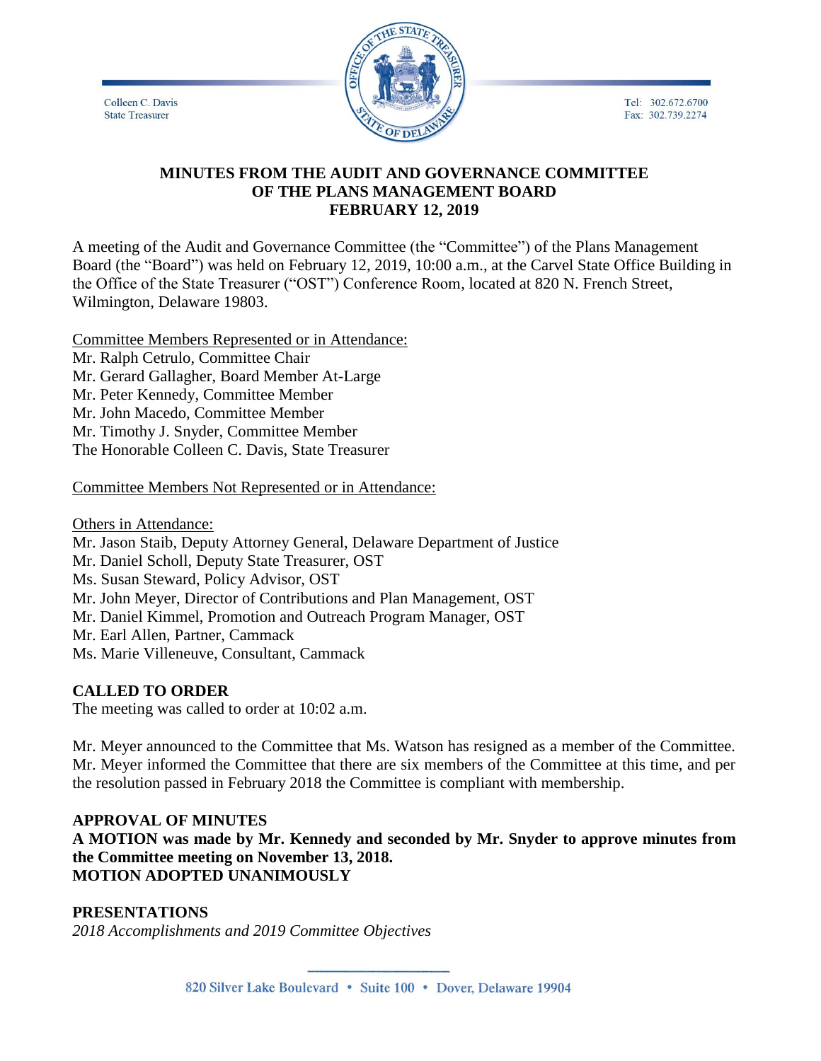Colleen C. Davis
State Treasurer

Tel: 302.672.6700
Fax: 302.739.2274

# MINUTES FROM THE AUDIT AND GOVERNANCE COMMITTEE OF THE PLANS MANAGEMENT BOARD FEBRUARY 12, 2019

A meeting of the Audit and Governance Committee (the "Committee") of the Plans Management Board (the "Board") was held on February 12, 2019, 10:00 a.m., at the Carvel State Office Building in the Office of the State Treasurer ("OST") Conference Room, located at 820 N. French Street, Wilmington, Delaware 19803.

Committee Members Represented or in Attendance:
Mr. Ralph Cetrulo, Committee Chair
Mr. Gerard Gallagher, Board Member At-Large
Mr. Peter Kennedy, Committee Member
Mr. John Macedo, Committee Member
Mr. Timothy J. Snyder, Committee Member
The Honorable Colleen C. Davis, State Treasurer

Committee Members Not Represented or in Attendance:

Others in Attendance:
Mr. Jason Staib, Deputy Attorney General, Delaware Department of Justice
Mr. Daniel Scholl, Deputy State Treasurer, OST
Ms. Susan Steward, Policy Advisor, OST
Mr. John Meyer, Director of Contributions and Plan Management, OST
Mr. Daniel Kimmel, Promotion and Outreach Program Manager, OST
Mr. Earl Allen, Partner, Cammack
Ms. Marie Villeneuve, Consultant, Cammack

**CALLED TO ORDER**
The meeting was called to order at 10:02 a.m.

Mr. Meyer announced to the Committee that Ms. Watson has resigned as a member of the Committee. Mr. Meyer informed the Committee that there are six members of the Committee at this time, and per the resolution passed in February 2018 the Committee is compliant with membership.

**APPROVAL OF MINUTES**
**A MOTION was made by Mr. Kennedy and seconded by Mr. Snyder to approve minutes from the Committee meeting on November 13, 2018.**
**MOTION ADOPTED UNANIMOUSLY**

**PRESENTATIONS**
*2018 Accomplishments and 2019 Committee Objectives*

820 Silver Lake Boulevard • Suite 100 • Dover, Delaware 19904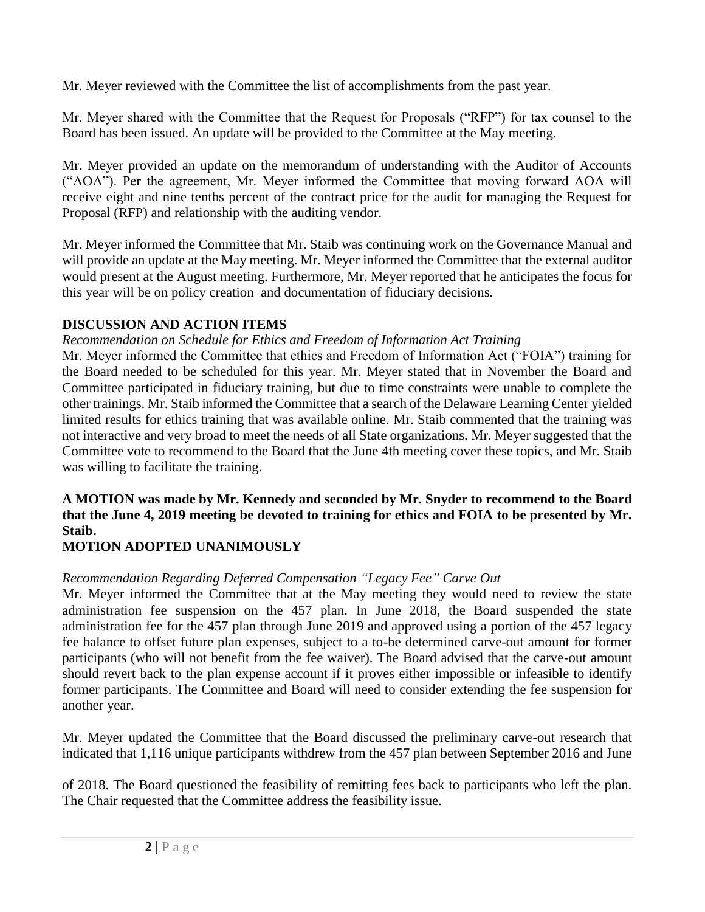Mr. Meyer reviewed with the Committee the list of accomplishments from the past year.

Mr. Meyer shared with the Committee that the Request for Proposals ("RFP") for tax counsel to the Board has been issued. An update will be provided to the Committee at the May meeting.

Mr. Meyer provided an update on the memorandum of understanding with the Auditor of Accounts ("AOA"). Per the agreement, Mr. Meyer informed the Committee that moving forward AOA will receive eight and nine tenths percent of the contract price for the audit for managing the Request for Proposal (RFP) and relationship with the auditing vendor.

Mr. Meyer informed the Committee that Mr. Staib was continuing work on the Governance Manual and will provide an update at the May meeting. Mr. Meyer informed the Committee that the external auditor would present at the August meeting. Furthermore, Mr. Meyer reported that he anticipates the focus for this year will be on policy creation and documentation of fiduciary decisions.

## DISCUSSION AND ACTION ITEMS

*Recommendation on Schedule for Ethics and Freedom of Information Act Training*

Mr. Meyer informed the Committee that ethics and Freedom of Information Act ("FOIA") training for the Board needed to be scheduled for this year. Mr. Meyer stated that in November the Board and Committee participated in fiduciary training, but due to time constraints were unable to complete the other trainings. Mr. Staib informed the Committee that a search of the Delaware Learning Center yielded limited results for ethics training that was available online. Mr. Staib commented that the training was not interactive and very broad to meet the needs of all State organizations. Mr. Meyer suggested that the Committee vote to recommend to the Board that the June 4th meeting cover these topics, and Mr. Staib was willing to facilitate the training.

**A MOTION was made by Mr. Kennedy and seconded by Mr. Snyder to recommend to the Board that the June 4, 2019 meeting be devoted to training for ethics and FOIA to be presented by Mr. Staib.**

**MOTION ADOPTED UNANIMOUSLY**

*Recommendation Regarding Deferred Compensation "Legacy Fee" Carve Out*

Mr. Meyer informed the Committee that at the May meeting they would need to review the state administration fee suspension on the 457 plan. In June 2018, the Board suspended the state administration fee for the 457 plan through June 2019 and approved using a portion of the 457 legacy fee balance to offset future plan expenses, subject to a to-be determined carve-out amount for former participants (who will not benefit from the fee waiver). The Board advised that the carve-out amount should revert back to the plan expense account if it proves either impossible or infeasible to identify former participants. The Committee and Board will need to consider extending the fee suspension for another year.

Mr. Meyer updated the Committee that the Board discussed the preliminary carve-out research that indicated that 1,116 unique participants withdrew from the 457 plan between September 2016 and June of 2018. The Board questioned the feasibility of remitting fees back to participants who left the plan. The Chair requested that the Committee address the feasibility issue.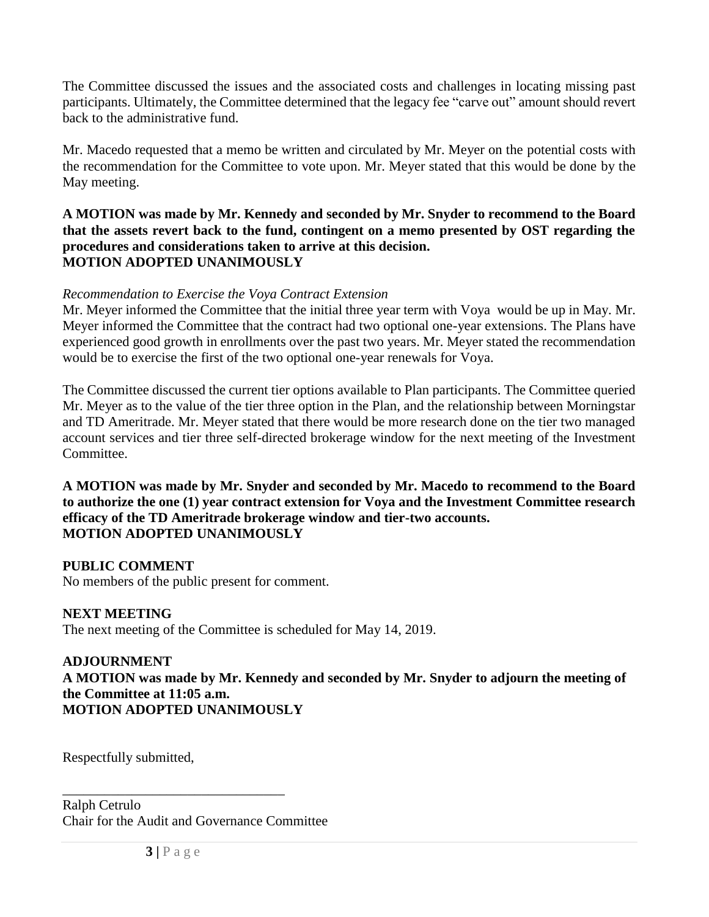The Committee discussed the issues and the associated costs and challenges in locating missing past participants. Ultimately, the Committee determined that the legacy fee "carve out" amount should revert back to the administrative fund.

Mr. Macedo requested that a memo be written and circulated by Mr. Meyer on the potential costs with the recommendation for the Committee to vote upon. Mr. Meyer stated that this would be done by the May meeting.

**A MOTION was made by Mr. Kennedy and seconded by Mr. Snyder to recommend to the Board that the assets revert back to the fund, contingent on a memo presented by OST regarding the procedures and considerations taken to arrive at this decision.**
**MOTION ADOPTED UNANIMOUSLY**

*Recommendation to Exercise the Voya Contract Extension*
Mr. Meyer informed the Committee that the initial three year term with Voya would be up in May. Mr. Meyer informed the Committee that the contract had two optional one-year extensions. The Plans have experienced good growth in enrollments over the past two years. Mr. Meyer stated the recommendation would be to exercise the first of the two optional one-year renewals for Voya.

The Committee discussed the current tier options available to Plan participants. The Committee queried Mr. Meyer as to the value of the tier three option in the Plan, and the relationship between Morningstar and TD Ameritrade. Mr. Meyer stated that there would be more research done on the tier two managed account services and tier three self-directed brokerage window for the next meeting of the Investment Committee.

**A MOTION was made by Mr. Snyder and seconded by Mr. Macedo to recommend to the Board to authorize the one (1) year contract extension for Voya and the Investment Committee research efficacy of the TD Ameritrade brokerage window and tier-two accounts.**
**MOTION ADOPTED UNANIMOUSLY**

**PUBLIC COMMENT**
No members of the public present for comment.

**NEXT MEETING**
The next meeting of the Committee is scheduled for May 14, 2019.

**ADJOURNMENT**
**A MOTION was made by Mr. Kennedy and seconded by Mr. Snyder to adjourn the meeting of the Committee at 11:05 a.m.**
**MOTION ADOPTED UNANIMOUSLY**

Respectfully submitted,

\_\_\_\_\_\_\_\_\_\_\_\_\_\_\_\_\_\_\_\_\_\_\_\_\_\_\_\_\_\_\_\_\_

Ralph Cetrulo
Chair for the Audit and Governance Committee